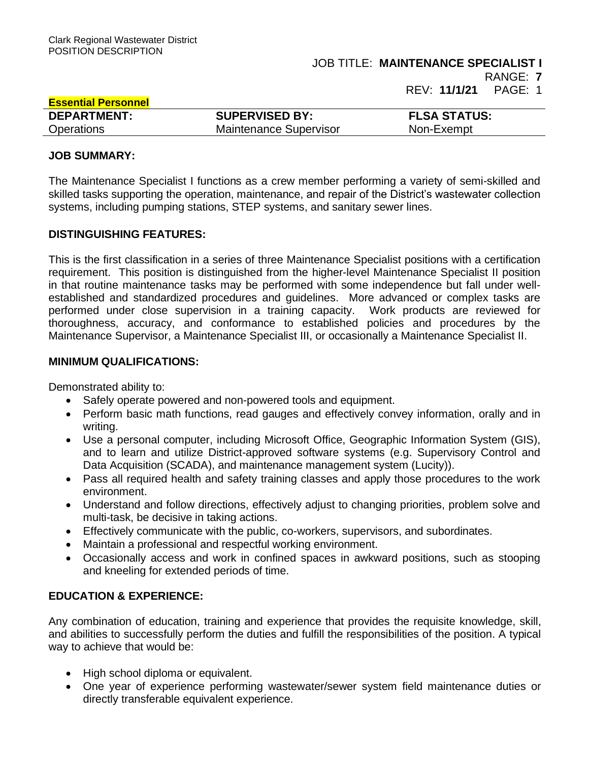Clark Regional Wastewater District
POSITION DESCRIPTION

JOB TITLE: **MAINTENANCE SPECIALIST I**
RANGE: **7**
REV: **11/1/21**

**Essential Personnel**

| **DEPARTMENT:** | **SUPERVISED BY:** | **FLSA STATUS:** |
|---|---|---|
| Operations | Maintenance Supervisor | Non-Exempt |

## JOB SUMMARY:

The Maintenance Specialist I functions as a crew member performing a variety of semi-skilled and skilled tasks supporting the operation, maintenance, and repair of the District's wastewater collection systems, including pumping stations, STEP systems, and sanitary sewer lines.

## DISTINGUISHING FEATURES:

This is the first classification in a series of three Maintenance Specialist positions with a certification requirement. This position is distinguished from the higher-level Maintenance Specialist II position in that routine maintenance tasks may be performed with some independence but fall under well-established and standardized procedures and guidelines. More advanced or complex tasks are performed under close supervision in a training capacity. Work products are reviewed for thoroughness, accuracy, and conformance to established policies and procedures by the Maintenance Supervisor, a Maintenance Specialist III, or occasionally a Maintenance Specialist II.

## MINIMUM QUALIFICATIONS:

Demonstrated ability to:

- Safely operate powered and non-powered tools and equipment.
- Perform basic math functions, read gauges and effectively convey information, orally and in writing.
- Use a personal computer, including Microsoft Office, Geographic Information System (GIS), and to learn and utilize District-approved software systems (e.g. Supervisory Control and Data Acquisition (SCADA), and maintenance management system (Lucity)).
- Pass all required health and safety training classes and apply those procedures to the work environment.
- Understand and follow directions, effectively adjust to changing priorities, problem solve and multi-task, be decisive in taking actions.
- Effectively communicate with the public, co-workers, supervisors, and subordinates.
- Maintain a professional and respectful working environment.
- Occasionally access and work in confined spaces in awkward positions, such as stooping and kneeling for extended periods of time.

## EDUCATION & EXPERIENCE:

Any combination of education, training and experience that provides the requisite knowledge, skill, and abilities to successfully perform the duties and fulfill the responsibilities of the position. A typical way to achieve that would be:

- High school diploma or equivalent.
- One year of experience performing wastewater/sewer system field maintenance duties or directly transferable equivalent experience.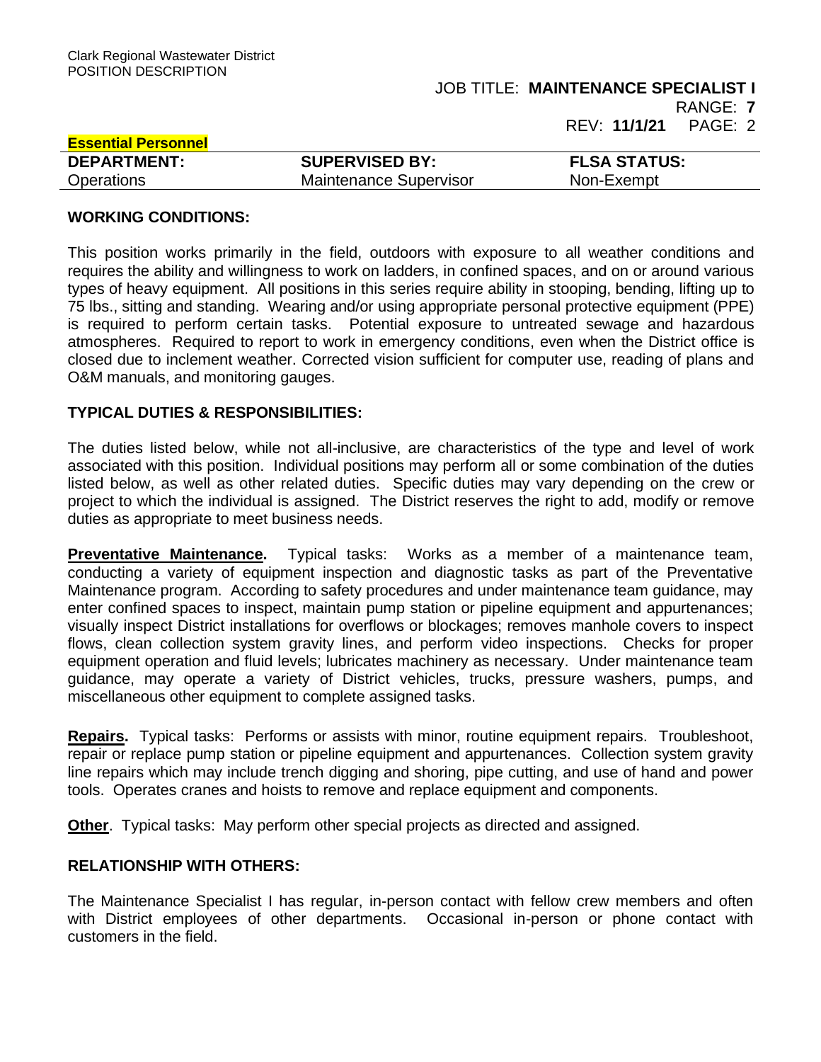**Essential Personnel**

| DEPARTMENT: | SUPERVISED BY: | FLSA STATUS: |
|---|---|---|
| Operations | Maintenance Supervisor | Non-Exempt |

## WORKING CONDITIONS:

This position works primarily in the field, outdoors with exposure to all weather conditions and requires the ability and willingness to work on ladders, in confined spaces, and on or around various types of heavy equipment. All positions in this series require ability in stooping, bending, lifting up to 75 lbs., sitting and standing. Wearing and/or using appropriate personal protective equipment (PPE) is required to perform certain tasks. Potential exposure to untreated sewage and hazardous atmospheres. Required to report to work in emergency conditions, even when the District office is closed due to inclement weather. Corrected vision sufficient for computer use, reading of plans and O&M manuals, and monitoring gauges.

## TYPICAL DUTIES & RESPONSIBILITIES:

The duties listed below, while not all-inclusive, are characteristics of the type and level of work associated with this position. Individual positions may perform all or some combination of the duties listed below, as well as other related duties. Specific duties may vary depending on the crew or project to which the individual is assigned. The District reserves the right to add, modify or remove duties as appropriate to meet business needs.

**Preventative Maintenance.** Typical tasks: Works as a member of a maintenance team, conducting a variety of equipment inspection and diagnostic tasks as part of the Preventative Maintenance program. According to safety procedures and under maintenance team guidance, may enter confined spaces to inspect, maintain pump station or pipeline equipment and appurtenances; visually inspect District installations for overflows or blockages; removes manhole covers to inspect flows, clean collection system gravity lines, and perform video inspections. Checks for proper equipment operation and fluid levels; lubricates machinery as necessary. Under maintenance team guidance, may operate a variety of District vehicles, trucks, pressure washers, pumps, and miscellaneous other equipment to complete assigned tasks.

**Repairs.** Typical tasks: Performs or assists with minor, routine equipment repairs. Troubleshoot, repair or replace pump station or pipeline equipment and appurtenances. Collection system gravity line repairs which may include trench digging and shoring, pipe cutting, and use of hand and power tools. Operates cranes and hoists to remove and replace equipment and components.

**Other**. Typical tasks: May perform other special projects as directed and assigned.

## RELATIONSHIP WITH OTHERS:

The Maintenance Specialist I has regular, in-person contact with fellow crew members and often with District employees of other departments. Occasional in-person or phone contact with customers in the field.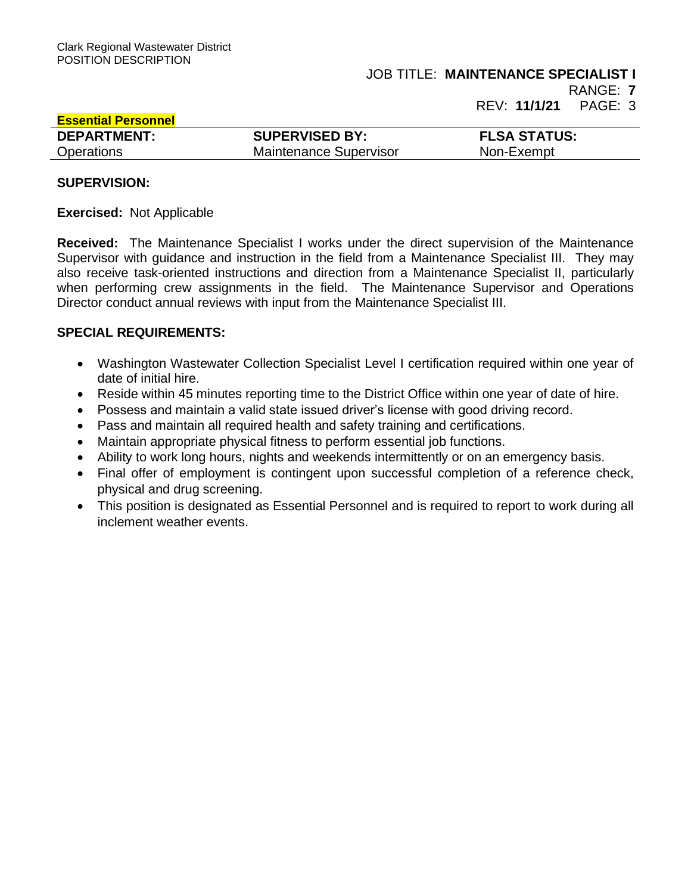**Essential Personnel**

| DEPARTMENT: | SUPERVISED BY: | FLSA STATUS: |
|---|---|---|
| Operations | Maintenance Supervisor | Non-Exempt |

**SUPERVISION:**

**Exercised:** Not Applicable

**Received:** The Maintenance Specialist I works under the direct supervision of the Maintenance Supervisor with guidance and instruction in the field from a Maintenance Specialist III. They may also receive task-oriented instructions and direction from a Maintenance Specialist II, particularly when performing crew assignments in the field. The Maintenance Supervisor and Operations Director conduct annual reviews with input from the Maintenance Specialist III.

**SPECIAL REQUIREMENTS:**

- Washington Wastewater Collection Specialist Level I certification required within one year of date of initial hire.
- Reside within 45 minutes reporting time to the District Office within one year of date of hire.
- Possess and maintain a valid state issued driver's license with good driving record.
- Pass and maintain all required health and safety training and certifications.
- Maintain appropriate physical fitness to perform essential job functions.
- Ability to work long hours, nights and weekends intermittently or on an emergency basis.
- Final offer of employment is contingent upon successful completion of a reference check, physical and drug screening.
- This position is designated as Essential Personnel and is required to report to work during all inclement weather events.